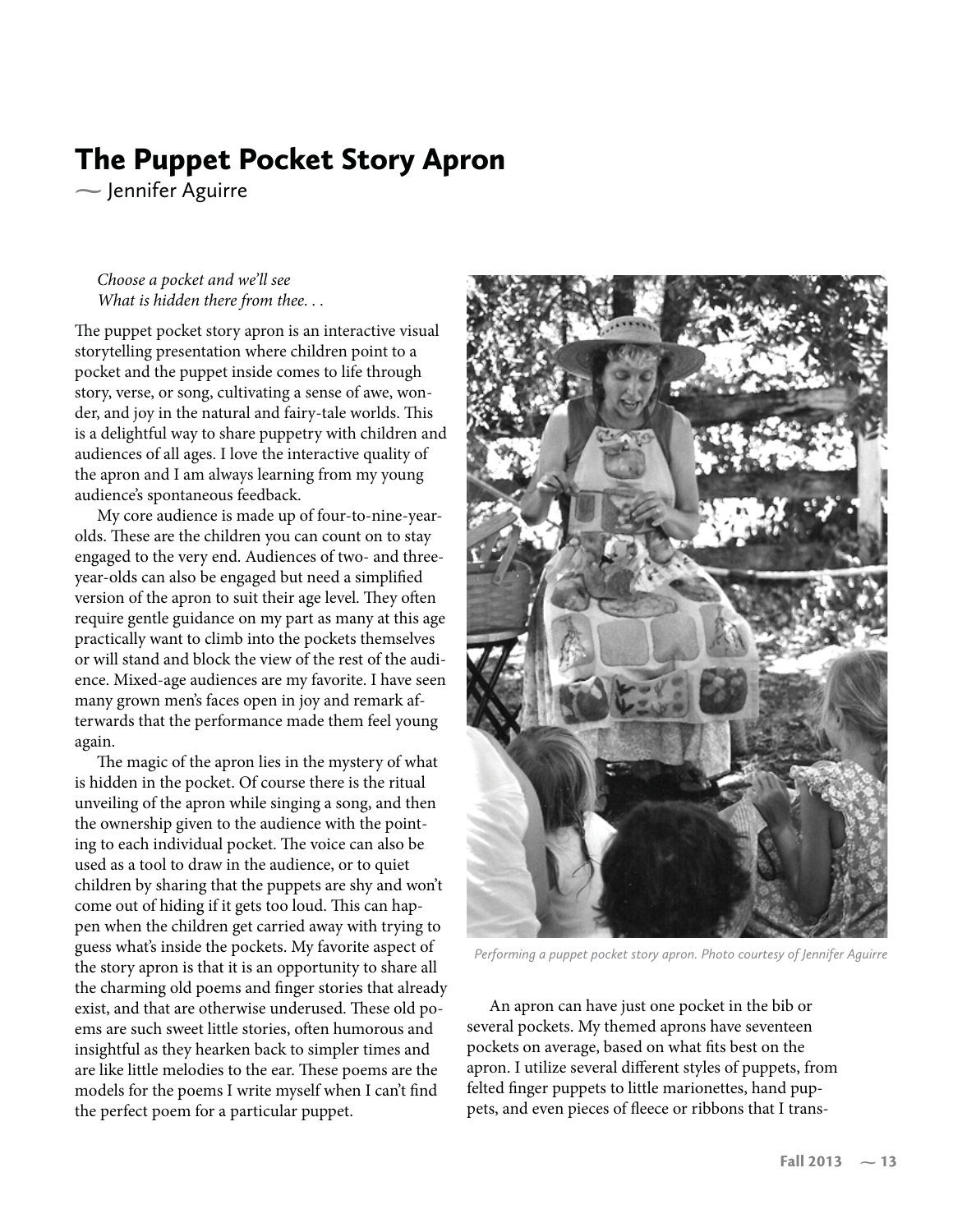# The Puppet Pocket Story Apron

~ Jennifer Aguirre

*Choose a pocket and we'll see*
*What is hidden there from thee. . .*

The puppet pocket story apron is an interactive visual storytelling presentation where children point to a pocket and the puppet inside comes to life through story, verse, or song, cultivating a sense of awe, wonder, and joy in the natural and fairy-tale worlds. This is a delightful way to share puppetry with children and audiences of all ages. I love the interactive quality of the apron and I am always learning from my young audience's spontaneous feedback.

My core audience is made up of four-to-nine-year-olds. These are the children you can count on to stay engaged to the very end. Audiences of two- and three-year-olds can also be engaged but need a simplified version of the apron to suit their age level. They often require gentle guidance on my part as many at this age practically want to climb into the pockets themselves or will stand and block the view of the rest of the audience. Mixed-age audiences are my favorite. I have seen many grown men's faces open in joy and remark afterwards that the performance made them feel young again.

The magic of the apron lies in the mystery of what is hidden in the pocket. Of course there is the ritual unveiling of the apron while singing a song, and then the ownership given to the audience with the pointing to each individual pocket. The voice can also be used as a tool to draw in the audience, or to quiet children by sharing that the puppets are shy and won't come out of hiding if it gets too loud. This can happen when the children get carried away with trying to guess what's inside the pockets. My favorite aspect of the story apron is that it is an opportunity to share all the charming old poems and finger stories that already exist, and that are otherwise underused. These old poems are such sweet little stories, often humorous and insightful as they hearken back to simpler times and are like little melodies to the ear. These poems are the models for the poems I write myself when I can't find the perfect poem for a particular puppet.

*Performing a puppet pocket story apron. Photo courtesy of Jennifer Aguirre*

An apron can have just one pocket in the bib or several pockets. My themed aprons have seventeen pockets on average, based on what fits best on the apron. I utilize several different styles of puppets, from felted finger puppets to little marionettes, hand puppets, and even pieces of fleece or ribbons that I trans-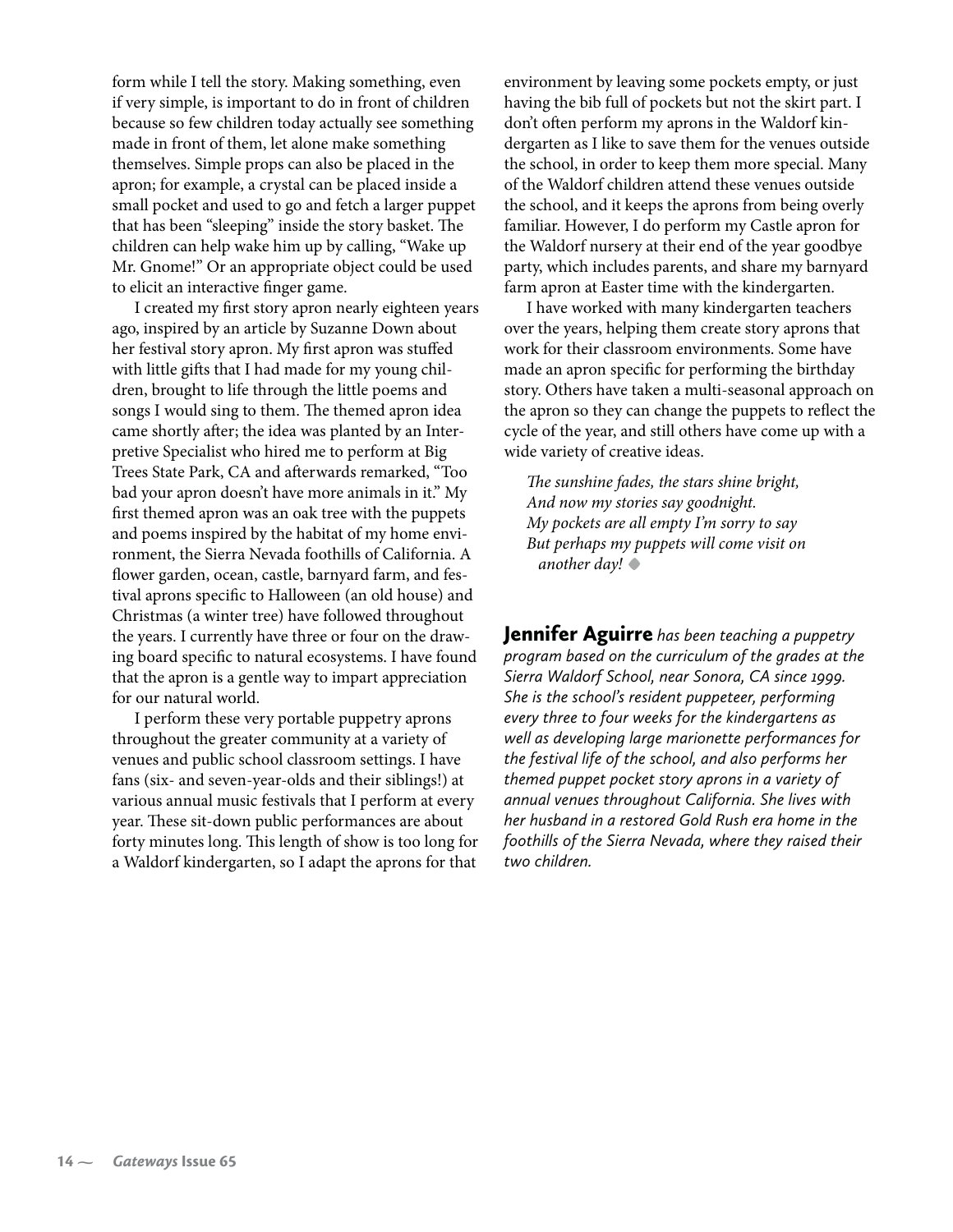form while I tell the story. Making something, even if very simple, is important to do in front of children because so few children today actually see something made in front of them, let alone make something themselves. Simple props can also be placed in the apron; for example, a crystal can be placed inside a small pocket and used to go and fetch a larger puppet that has been "sleeping" inside the story basket. The children can help wake him up by calling, "Wake up Mr. Gnome!" Or an appropriate object could be used to elicit an interactive finger game.

I created my first story apron nearly eighteen years ago, inspired by an article by Suzanne Down about her festival story apron. My first apron was stuffed with little gifts that I had made for my young children, brought to life through the little poems and songs I would sing to them. The themed apron idea came shortly after; the idea was planted by an Interpretive Specialist who hired me to perform at Big Trees State Park, CA and afterwards remarked, "Too bad your apron doesn't have more animals in it." My first themed apron was an oak tree with the puppets and poems inspired by the habitat of my home environment, the Sierra Nevada foothills of California. A flower garden, ocean, castle, barnyard farm, and festival aprons specific to Halloween (an old house) and Christmas (a winter tree) have followed throughout the years. I currently have three or four on the drawing board specific to natural ecosystems. I have found that the apron is a gentle way to impart appreciation for our natural world.

I perform these very portable puppetry aprons throughout the greater community at a variety of venues and public school classroom settings. I have fans (six- and seven-year-olds and their siblings!) at various annual music festivals that I perform at every year. These sit-down public performances are about forty minutes long. This length of show is too long for a Waldorf kindergarten, so I adapt the aprons for that environment by leaving some pockets empty, or just having the bib full of pockets but not the skirt part. I don't often perform my aprons in the Waldorf kindergarten as I like to save them for the venues outside the school, in order to keep them more special. Many of the Waldorf children attend these venues outside the school, and it keeps the aprons from being overly familiar. However, I do perform my Castle apron for the Waldorf nursery at their end of the year goodbye party, which includes parents, and share my barnyard farm apron at Easter time with the kindergarten.

I have worked with many kindergarten teachers over the years, helping them create story aprons that work for their classroom environments. Some have made an apron specific for performing the birthday story. Others have taken a multi-seasonal approach on the apron so they can change the puppets to reflect the cycle of the year, and still others have come up with a wide variety of creative ideas.

*The sunshine fades, the stars shine bright,*
*And now my stories say goodnight.*
*My pockets are all empty I'm sorry to say*
*But perhaps my puppets will come visit on another day!* ◆

**Jennifer Aguirre** *has been teaching a puppetry program based on the curriculum of the grades at the Sierra Waldorf School, near Sonora, CA since 1999. She is the school's resident puppeteer, performing every three to four weeks for the kindergartens as well as developing large marionette performances for the festival life of the school, and also performs her themed puppet pocket story aprons in a variety of annual venues throughout California. She lives with her husband in a restored Gold Rush era home in the foothills of the Sierra Nevada, where they raised their two children.*